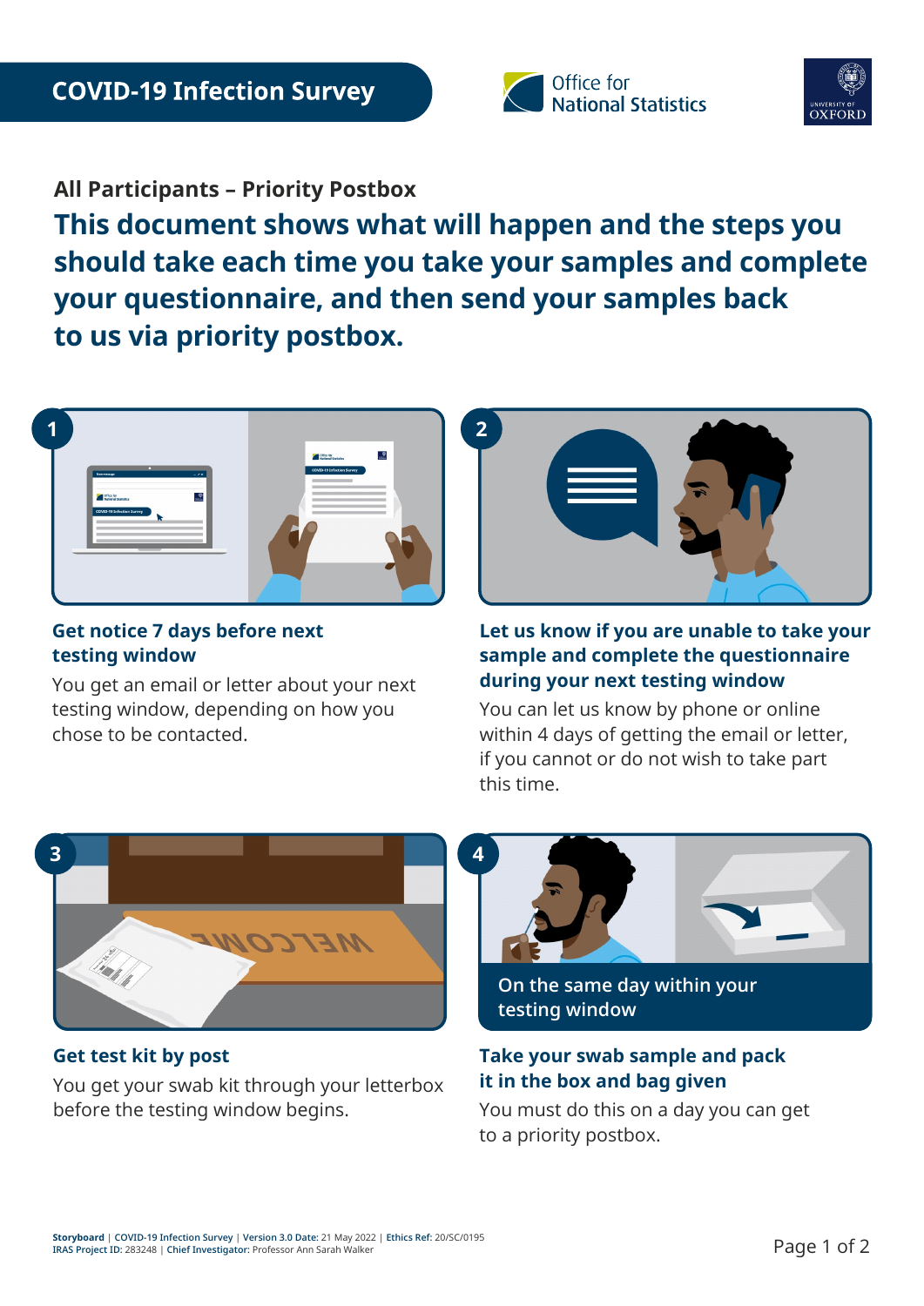# COVID-19 Infection Survey

Office for National Statistics

University of Oxford

## All Participants – Priority Postbox

**This document shows what will happen and the steps you should take each time you take your samples and complete your questionnaire, and then send your samples back to us via priority postbox.**

### 1

**Get notice 7 days before next testing window**

You get an email or letter about your next testing window, depending on how you chose to be contacted.

### 2

**Let us know if you are unable to take your sample and complete the questionnaire during your next testing window**

You can let us know by phone or online within 4 days of getting the email or letter, if you cannot or do not wish to take part this time.

### 3

**Get test kit by post**

You get your swab kit through your letterbox before the testing window begins.

### 4

On the same day within your testing window

**Take your swab sample and pack it in the box and bag given**

You must do this on a day you can get to a priority postbox.

**Storyboard** | **COVID-19 Infection Survey** | **Version 3.0 Date:** 21 May 2022 | **Ethics Ref:** 20/SC/0195
**IRAS Project ID:** 283248 | **Chief Investigator:** Professor Ann Sarah Walker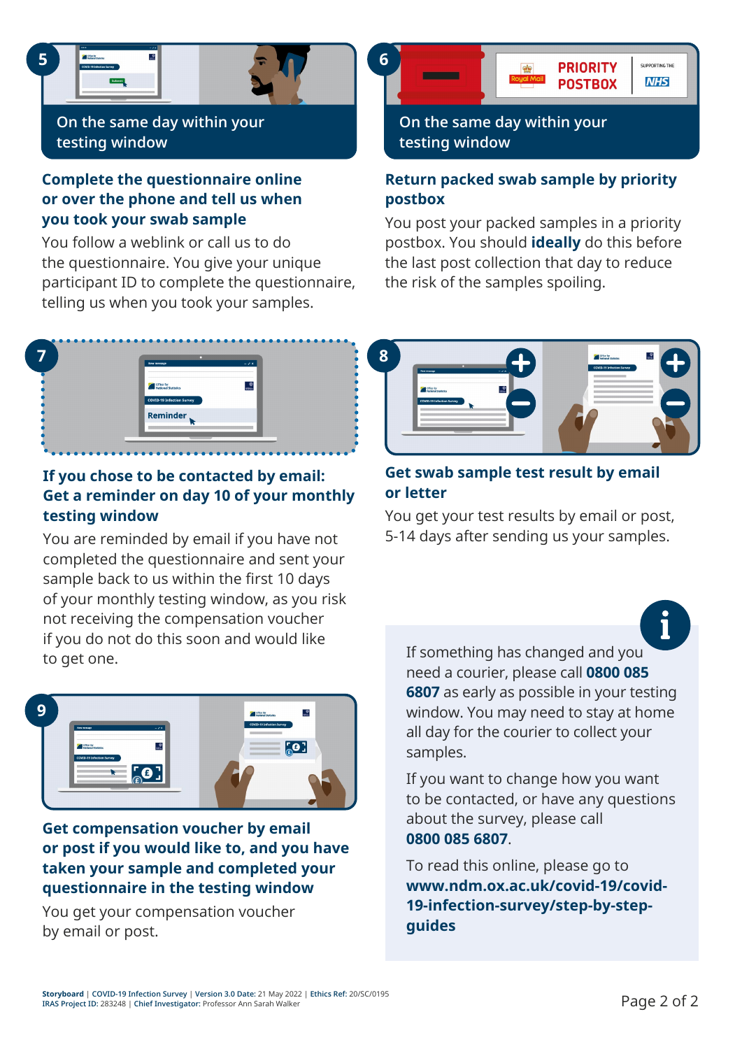**5**

On the same day within your testing window

### Complete the questionnaire online or over the phone and tell us when you took your swab sample

You follow a weblink or call us to do the questionnaire. You give your unique participant ID to complete the questionnaire, telling us when you took your samples.

**6**

PRIORITY POSTBOX

On the same day within your testing window

### Return packed swab sample by priority postbox

You post your packed samples in a priority postbox. You should **ideally** do this before the last post collection that day to reduce the risk of the samples spoiling.

**7**

### If you chose to be contacted by email: Get a reminder on day 10 of your monthly testing window

You are reminded by email if you have not completed the questionnaire and sent your sample back to us within the first 10 days of your monthly testing window, as you risk not receiving the compensation voucher if you do not do this soon and would like to get one.

**8**

### Get swab sample test result by email or letter

You get your test results by email or post, 5-14 days after sending us your samples.

**9**

### Get compensation voucher by email or post if you would like to, and you have taken your sample and completed your questionnaire in the testing window

You get your compensation voucher by email or post.

If something has changed and you need a courier, please call **0800 085 6807** as early as possible in your testing window. You may need to stay at home all day for the courier to collect your samples.

If you want to change how you want to be contacted, or have any questions about the survey, please call **0800 085 6807**.

To read this online, please go to **www.ndm.ox.ac.uk/covid-19/covid-19-infection-survey/step-by-step-guides**

**Storyboard** | **COVID-19 Infection Survey** | **Version 3.0 Date:** 21 May 2022 | **Ethics Ref:** 20/SC/0195
**IRAS Project ID:** 283248 | **Chief Investigator:** Professor Ann Sarah Walker